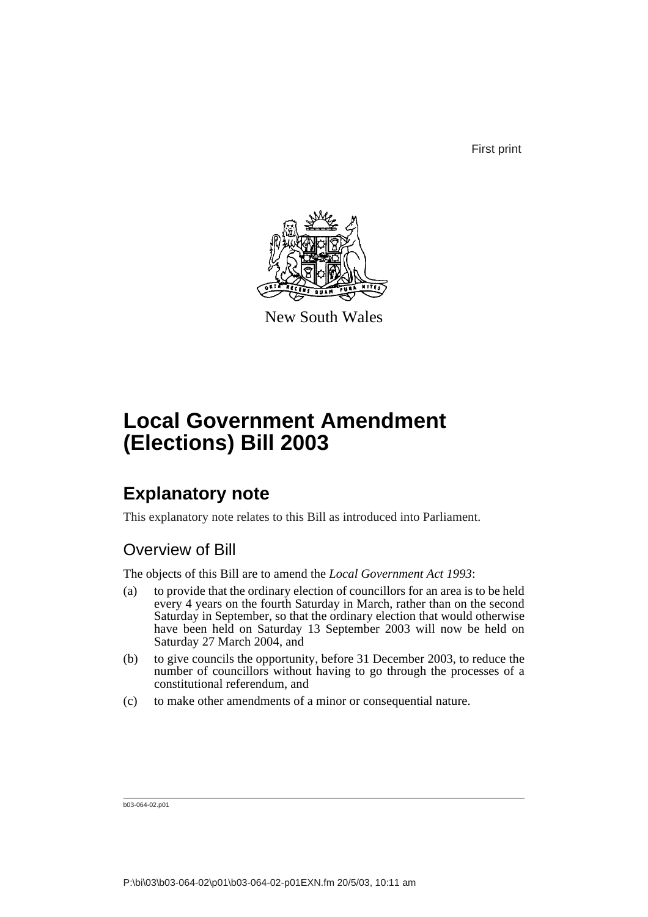First print

New South Wales

# Local Government Amendment (Elections) Bill 2003

## Explanatory note

This explanatory note relates to this Bill as introduced into Parliament.

### Overview of Bill

The objects of this Bill are to amend the *Local Government Act 1993*:

(a) to provide that the ordinary election of councillors for an area is to be held every 4 years on the fourth Saturday in March, rather than on the second Saturday in September, so that the ordinary election that would otherwise have been held on Saturday 13 September 2003 will now be held on Saturday 27 March 2004, and

(b) to give councils the opportunity, before 31 December 2003, to reduce the number of councillors without having to go through the processes of a constitutional referendum, and

(c) to make other amendments of a minor or consequential nature.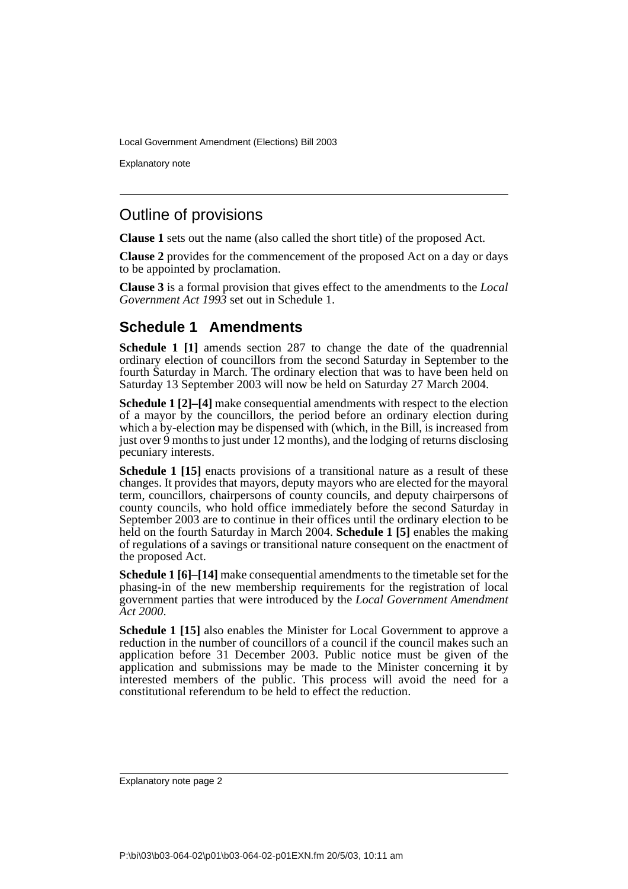## Outline of provisions

**Clause 1** sets out the name (also called the short title) of the proposed Act.

**Clause 2** provides for the commencement of the proposed Act on a day or days to be appointed by proclamation.

**Clause 3** is a formal provision that gives effect to the amendments to the *Local Government Act 1993* set out in Schedule 1.

### Schedule 1 Amendments

**Schedule 1 [1]** amends section 287 to change the date of the quadrennial ordinary election of councillors from the second Saturday in September to the fourth Saturday in March. The ordinary election that was to have been held on Saturday 13 September 2003 will now be held on Saturday 27 March 2004.

**Schedule 1 [2]–[4]** make consequential amendments with respect to the election of a mayor by the councillors, the period before an ordinary election during which a by-election may be dispensed with (which, in the Bill, is increased from just over 9 months to just under 12 months), and the lodging of returns disclosing pecuniary interests.

**Schedule 1 [15]** enacts provisions of a transitional nature as a result of these changes. It provides that mayors, deputy mayors who are elected for the mayoral term, councillors, chairpersons of county councils, and deputy chairpersons of county councils, who hold office immediately before the second Saturday in September 2003 are to continue in their offices until the ordinary election to be held on the fourth Saturday in March 2004. **Schedule 1 [5]** enables the making of regulations of a savings or transitional nature consequent on the enactment of the proposed Act.

**Schedule 1 [6]–[14]** make consequential amendments to the timetable set for the phasing-in of the new membership requirements for the registration of local government parties that were introduced by the *Local Government Amendment Act 2000*.

**Schedule 1 [15]** also enables the Minister for Local Government to approve a reduction in the number of councillors of a council if the council makes such an application before 31 December 2003. Public notice must be given of the application and submissions may be made to the Minister concerning it by interested members of the public. This process will avoid the need for a constitutional referendum to be held to effect the reduction.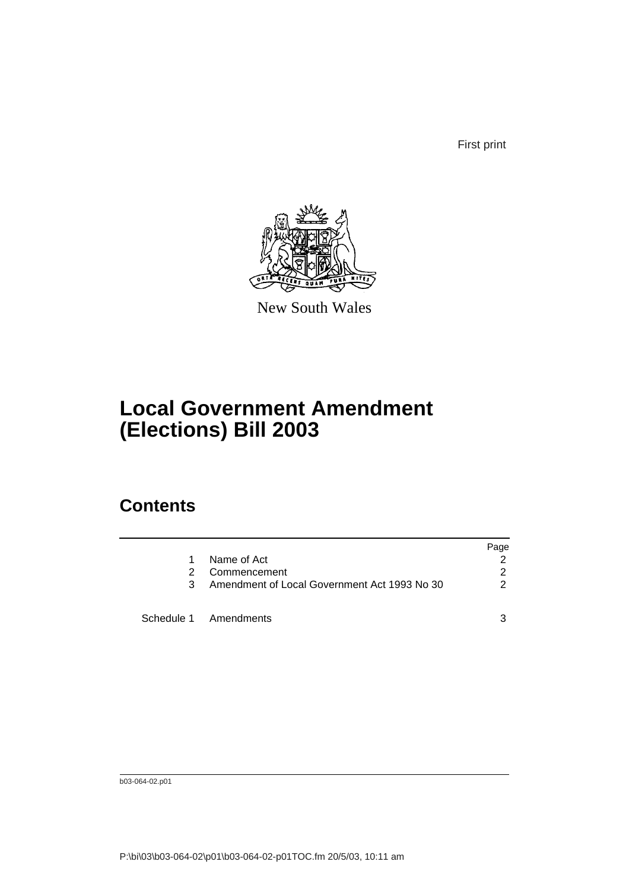First print

New South Wales

# Local Government Amendment (Elections) Bill 2003

## Contents

| | | Page |
|---|---|---|
| 1 | Name of Act | 2 |
| 2 | Commencement | 2 |
| 3 | Amendment of Local Government Act 1993 No 30 | 2 |
| Schedule 1 | Amendments | 3 |

b03-064-02.p01

P:\bi\03\b03-064-02\p01\b03-064-02-p01TOC.fm 20/5/03, 10:11 am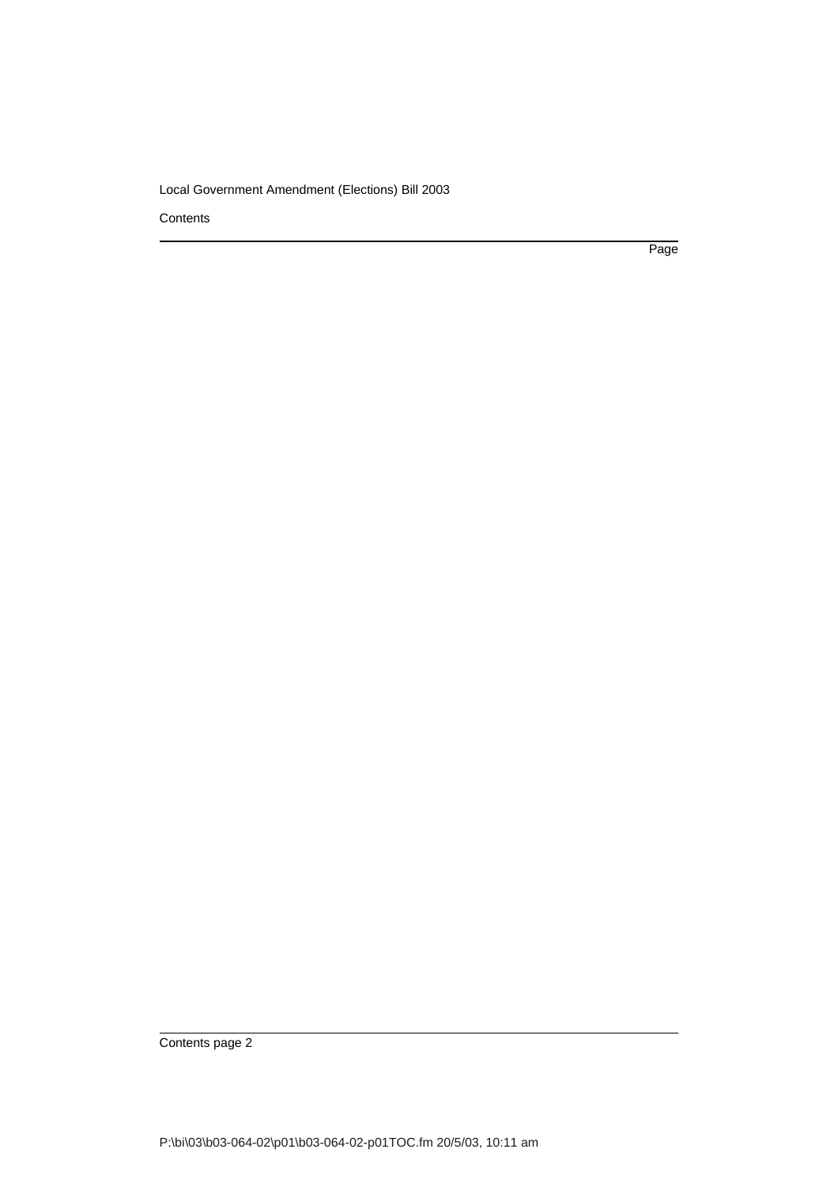Contents

Page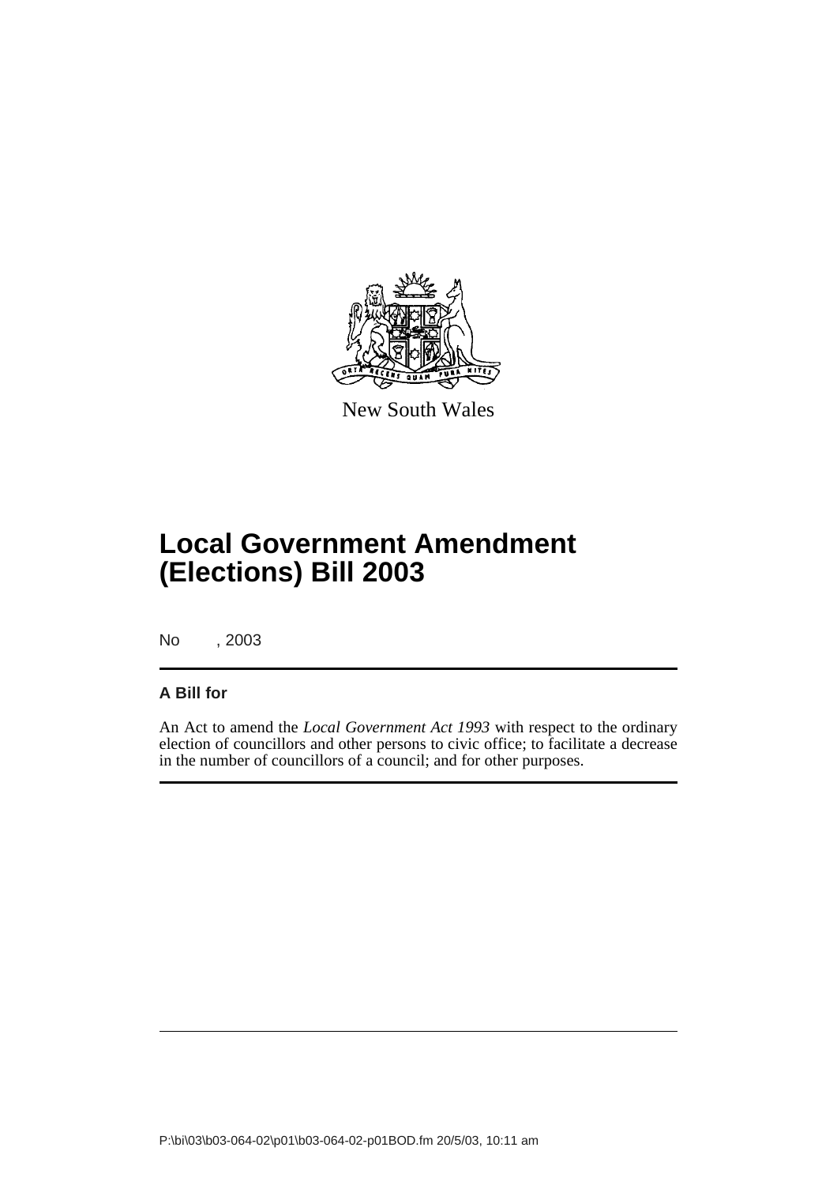New South Wales

# Local Government Amendment (Elections) Bill 2003

No , 2003

## A Bill for

An Act to amend the *Local Government Act 1993* with respect to the ordinary election of councillors and other persons to civic office; to facilitate a decrease in the number of councillors of a council; and for other purposes.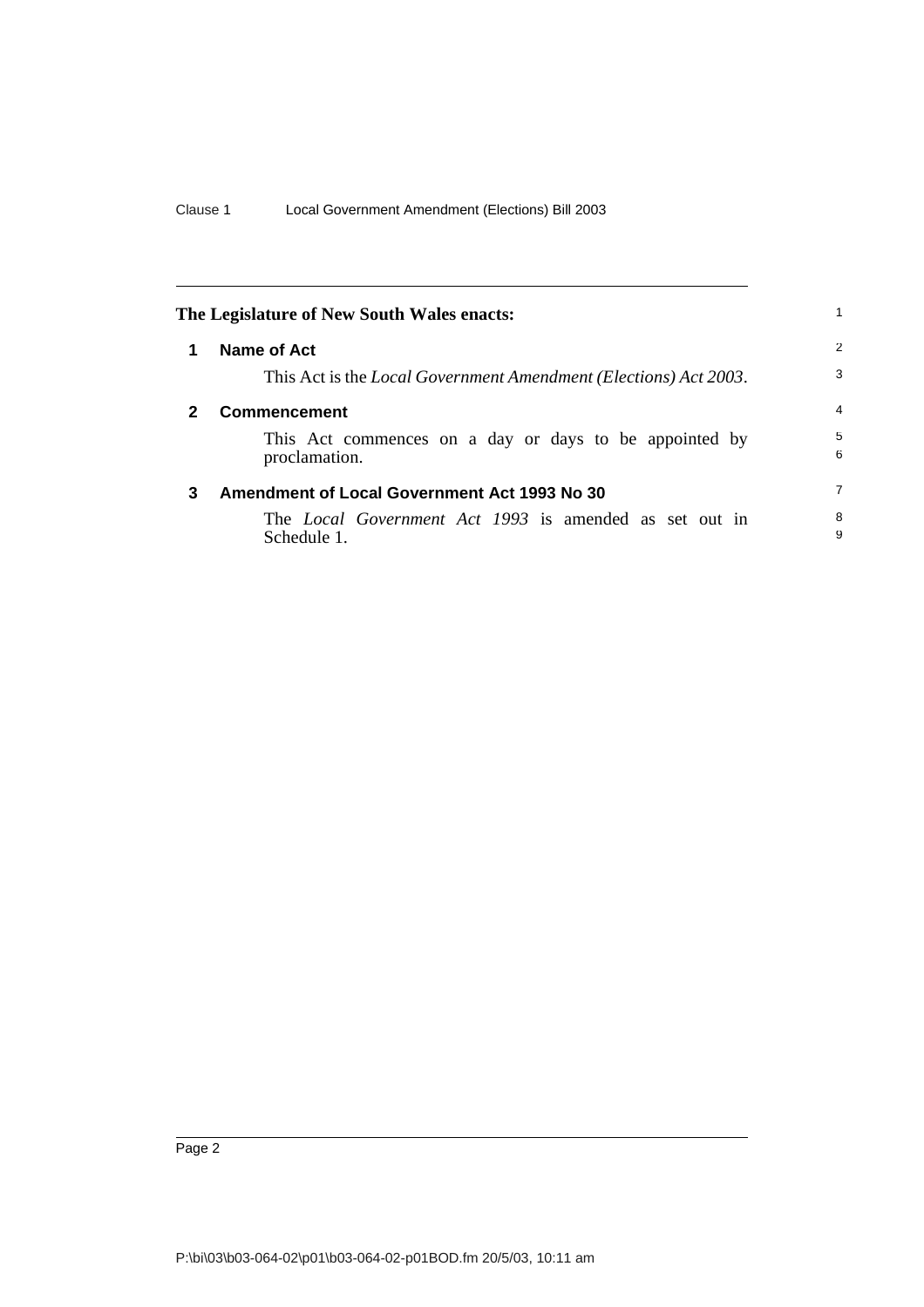**The Legislature of New South Wales enacts:**

## 1 Name of Act

This Act is the *Local Government Amendment (Elections) Act 2003*.

## 2 Commencement

This Act commences on a day or days to be appointed by proclamation.

## 3 Amendment of Local Government Act 1993 No 30

The *Local Government Act 1993* is amended as set out in Schedule 1.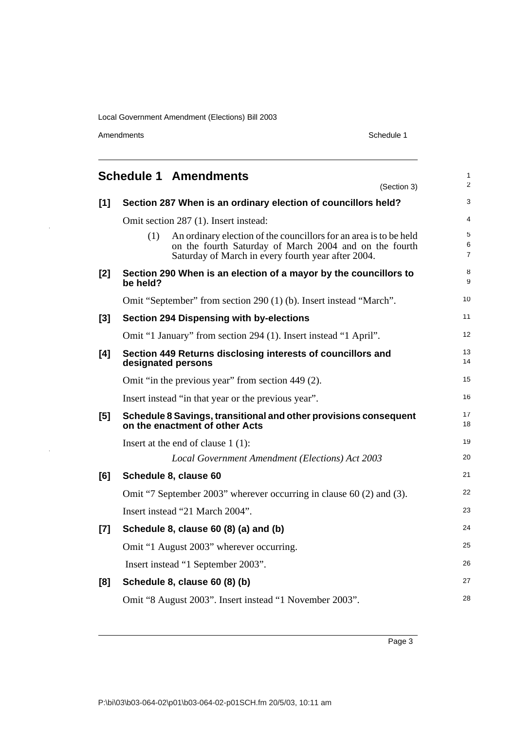# Schedule 1 Amendments

(Section 3)

## [1] Section 287 When is an ordinary election of councillors held?

Omit section 287 (1). Insert instead:

(1) An ordinary election of the councillors for an area is to be held on the fourth Saturday of March 2004 and on the fourth Saturday of March in every fourth year after 2004.

## [2] Section 290 When is an election of a mayor by the councillors to be held?

Omit "September" from section 290 (1) (b). Insert instead "March".

## [3] Section 294 Dispensing with by-elections

Omit "1 January" from section 294 (1). Insert instead "1 April".

## [4] Section 449 Returns disclosing interests of councillors and designated persons

Omit "in the previous year" from section 449 (2).

Insert instead "in that year or the previous year".

## [5] Schedule 8 Savings, transitional and other provisions consequent on the enactment of other Acts

Insert at the end of clause 1 (1):

*Local Government Amendment (Elections) Act 2003*

## [6] Schedule 8, clause 60

Omit "7 September 2003" wherever occurring in clause 60 (2) and (3).

Insert instead "21 March 2004".

## [7] Schedule 8, clause 60 (8) (a) and (b)

Omit "1 August 2003" wherever occurring.

Insert instead "1 September 2003".

## [8] Schedule 8, clause 60 (8) (b)

Omit "8 August 2003". Insert instead "1 November 2003".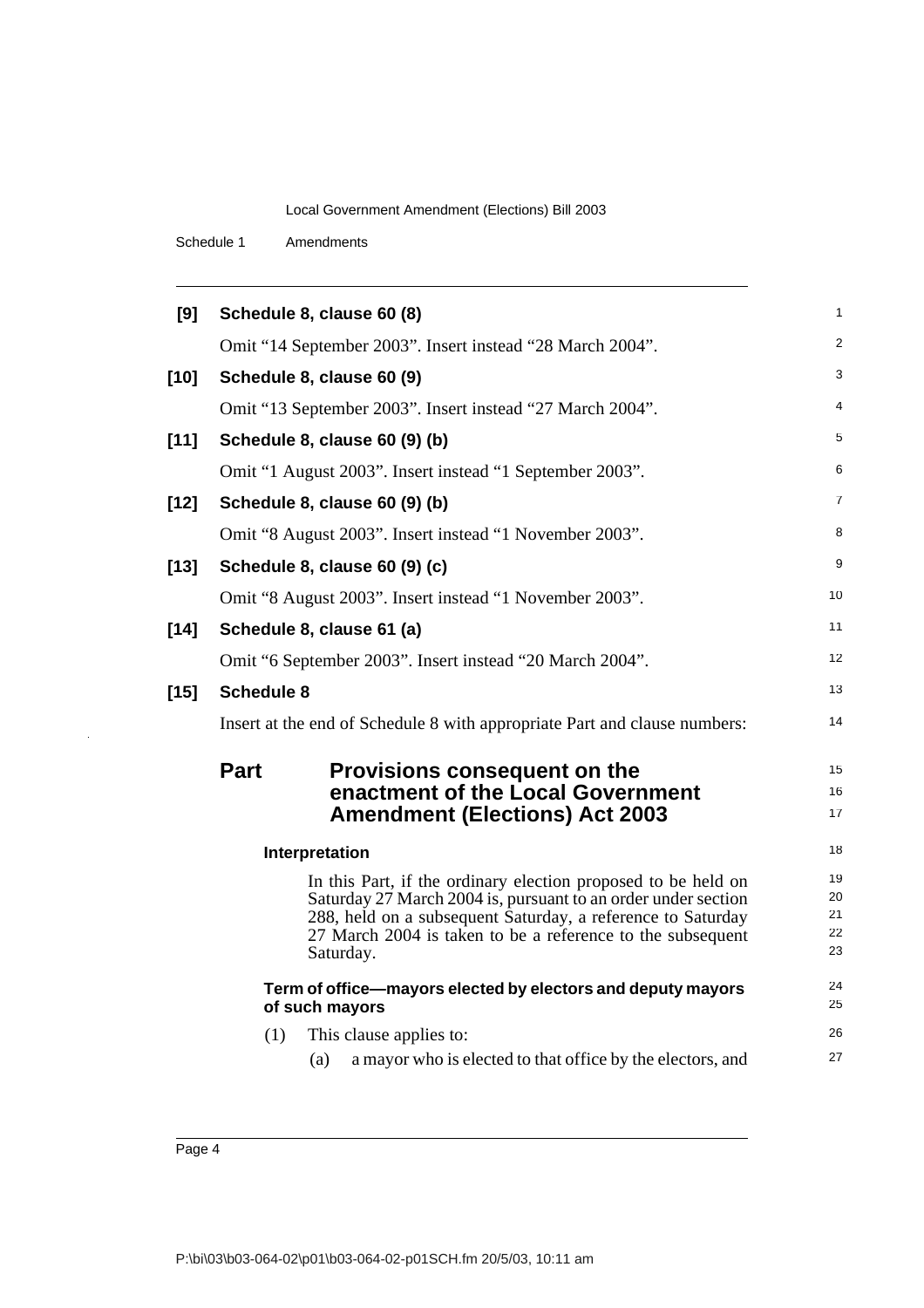**[9] Schedule 8, clause 60 (8)**

Omit "14 September 2003". Insert instead "28 March 2004".

**[10] Schedule 8, clause 60 (9)**

Omit "13 September 2003". Insert instead "27 March 2004".

**[11] Schedule 8, clause 60 (9) (b)**

Omit "1 August 2003". Insert instead "1 September 2003".

**[12] Schedule 8, clause 60 (9) (b)**

Omit "8 August 2003". Insert instead "1 November 2003".

**[13] Schedule 8, clause 60 (9) (c)**

Omit "8 August 2003". Insert instead "1 November 2003".

**[14] Schedule 8, clause 61 (a)**

Omit "6 September 2003". Insert instead "20 March 2004".

**[15] Schedule 8**

Insert at the end of Schedule 8 with appropriate Part and clause numbers:

## Part Provisions consequent on the enactment of the Local Government Amendment (Elections) Act 2003

#### Interpretation

In this Part, if the ordinary election proposed to be held on Saturday 27 March 2004 is, pursuant to an order under section 288, held on a subsequent Saturday, a reference to Saturday 27 March 2004 is taken to be a reference to the subsequent Saturday.

#### Term of office—mayors elected by electors and deputy mayors of such mayors

(1) This clause applies to:

(a) a mayor who is elected to that office by the electors, and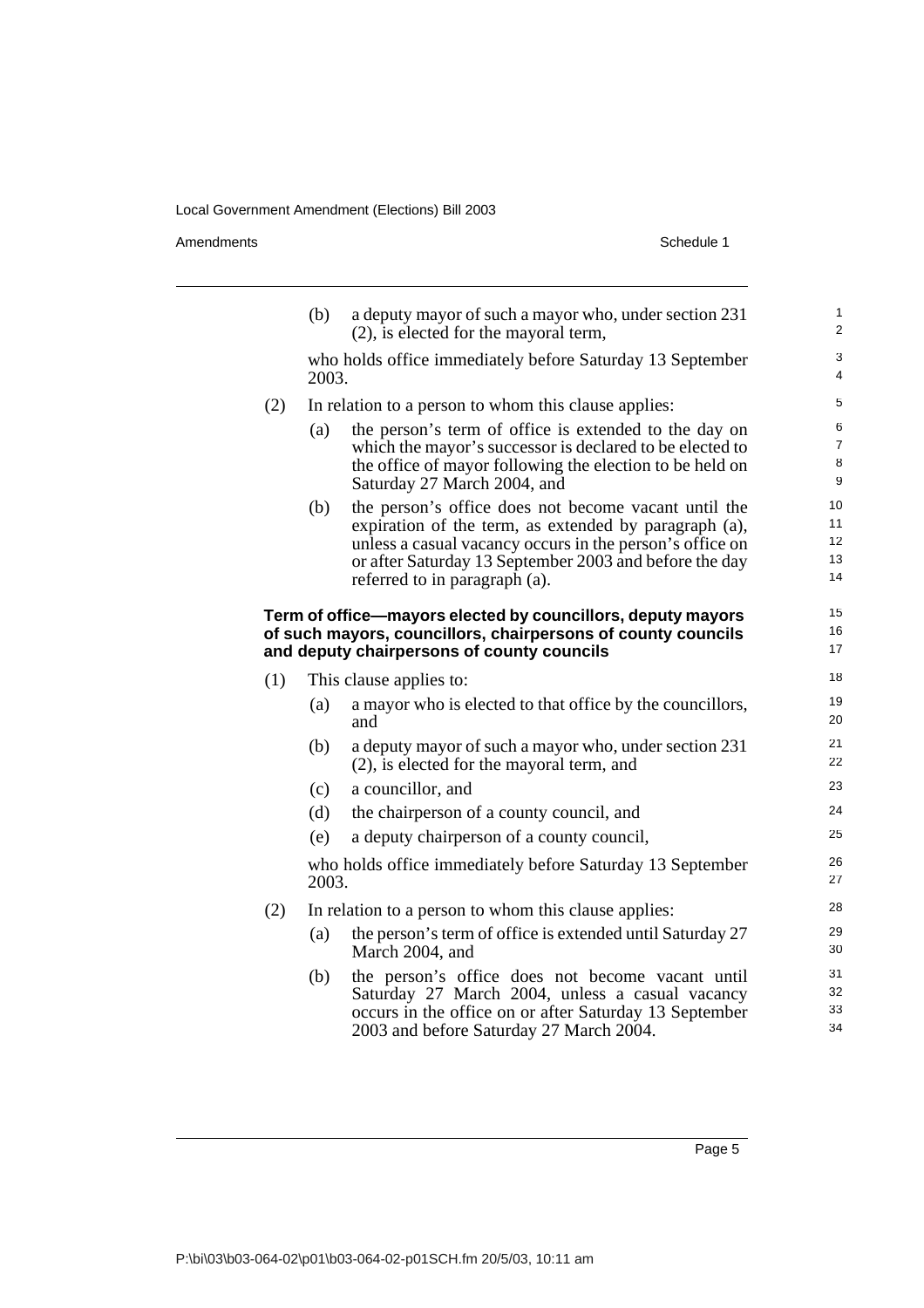(b) a deputy mayor of such a mayor who, under section 231 (2), is elected for the mayoral term,

who holds office immediately before Saturday 13 September 2003.

(2) In relation to a person to whom this clause applies:

(a) the person's term of office is extended to the day on which the mayor's successor is declared to be elected to the office of mayor following the election to be held on Saturday 27 March 2004, and

(b) the person's office does not become vacant until the expiration of the term, as extended by paragraph (a), unless a casual vacancy occurs in the person's office on or after Saturday 13 September 2003 and before the day referred to in paragraph (a).

**Term of office—mayors elected by councillors, deputy mayors of such mayors, councillors, chairpersons of county councils and deputy chairpersons of county councils**

(1) This clause applies to:

(a) a mayor who is elected to that office by the councillors, and

(b) a deputy mayor of such a mayor who, under section 231 (2), is elected for the mayoral term, and

(c) a councillor, and

(d) the chairperson of a county council, and

(e) a deputy chairperson of a county council,

who holds office immediately before Saturday 13 September 2003.

(2) In relation to a person to whom this clause applies:

(a) the person's term of office is extended until Saturday 27 March 2004, and

(b) the person's office does not become vacant until Saturday 27 March 2004, unless a casual vacancy occurs in the office on or after Saturday 13 September 2003 and before Saturday 27 March 2004.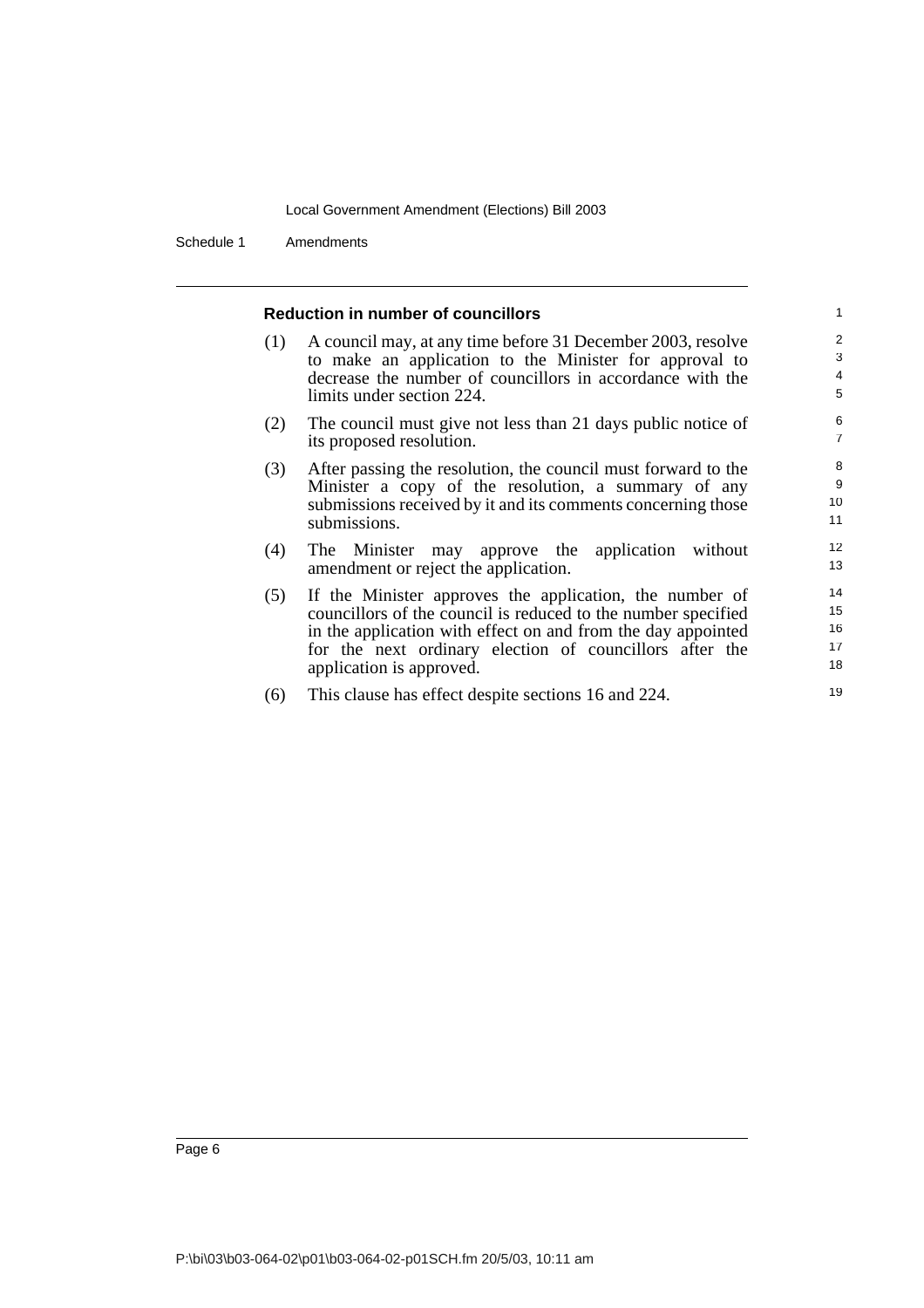**Reduction in number of councillors**

(1) A council may, at any time before 31 December 2003, resolve to make an application to the Minister for approval to decrease the number of councillors in accordance with the limits under section 224.

(2) The council must give not less than 21 days public notice of its proposed resolution.

(3) After passing the resolution, the council must forward to the Minister a copy of the resolution, a summary of any submissions received by it and its comments concerning those submissions.

(4) The Minister may approve the application without amendment or reject the application.

(5) If the Minister approves the application, the number of councillors of the council is reduced to the number specified in the application with effect on and from the day appointed for the next ordinary election of councillors after the application is approved.

(6) This clause has effect despite sections 16 and 224.